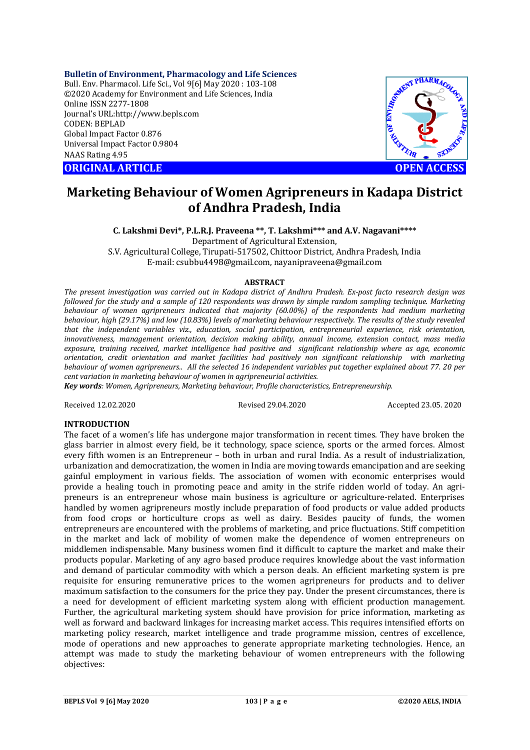**Bulletin of Environment, Pharmacology and Life Sciences**
Bull. Env. Pharmacol. Life Sci., Vol 9[6] May 2020 : 103-108
©2020 Academy for Environment and Life Sciences, India
Online ISSN 2277-1808
Journal's URL:http://www.bepls.com
CODEN: BEPLAD
Global Impact Factor 0.876
Universal Impact Factor 0.9804
NAAS Rating 4.95

**ORIGINAL ARTICLE** **OPEN ACCESS**

# Marketing Behaviour of Women Agripreneurs in Kadapa District of Andhra Pradesh, India

**C. Lakshmi Devi\*, P.L.R.J. Praveena \*\*, T. Lakshmi\*\*\* and A.V. Nagavani\*\*\*\***
Department of Agricultural Extension,
S.V. Agricultural College, Tirupati-517502, Chittoor District, Andhra Pradesh, India
E-mail: csubbu4498@gmail.com, nayanipraveena@gmail.com

**ABSTRACT**

*The present investigation was carried out in Kadapa district of Andhra Pradesh. Ex-post facto research design was followed for the study and a sample of 120 respondents was drawn by simple random sampling technique. Marketing behaviour of women agripreneurs indicated that majority (60.00%) of the respondents had medium marketing behaviour, high (29.17%) and low (10.83%) levels of marketing behaviour respectively. The results of the study revealed that the independent variables viz., education, social participation, entrepreneurial experience, risk orientation, innovativeness, management orientation, decision making ability, annual income, extension contact, mass media exposure, training received, market intelligence had positive and significant relationship where as age, economic orientation, credit orientation and market facilities had positively non significant relationship with marketing behaviour of women agripreneurs.. All the selected 16 independent variables put together explained about 77. 20 per cent variation in marketing behaviour of women in agripreneurial activities.*

***Key words**: Women, Agripreneurs, Marketing behaviour, Profile characteristics, Entrepreneurship.*

Received 12.02.2020 Revised 29.04.2020 Accepted 23.05. 2020

## INTRODUCTION

The facet of a women's life has undergone major transformation in recent times. They have broken the glass barrier in almost every field, be it technology, space science, sports or the armed forces. Almost every fifth women is an Entrepreneur – both in urban and rural India. As a result of industrialization, urbanization and democratization, the women in India are moving towards emancipation and are seeking gainful employment in various fields. The association of women with economic enterprises would provide a healing touch in promoting peace and amity in the strife ridden world of today. An agri-preneurs is an entrepreneur whose main business is agriculture or agriculture-related. Enterprises handled by women agripreneurs mostly include preparation of food products or value added products from food crops or horticulture crops as well as dairy. Besides paucity of funds, the women entrepreneurs are encountered with the problems of marketing, and price fluctuations. Stiff competition in the market and lack of mobility of women make the dependence of women entrepreneurs on middlemen indispensable. Many business women find it difficult to capture the market and make their products popular. Marketing of any agro based produce requires knowledge about the vast information and demand of particular commodity with which a person deals. An efficient marketing system is pre requisite for ensuring remunerative prices to the women agripreneurs for products and to deliver maximum satisfaction to the consumers for the price they pay. Under the present circumstances, there is a need for development of efficient marketing system along with efficient production management. Further, the agricultural marketing system should have provision for price information, marketing as well as forward and backward linkages for increasing market access. This requires intensified efforts on marketing policy research, market intelligence and trade programme mission, centres of excellence, mode of operations and new approaches to generate appropriate marketing technologies. Hence, an attempt was made to study the marketing behaviour of women entrepreneurs with the following objectives: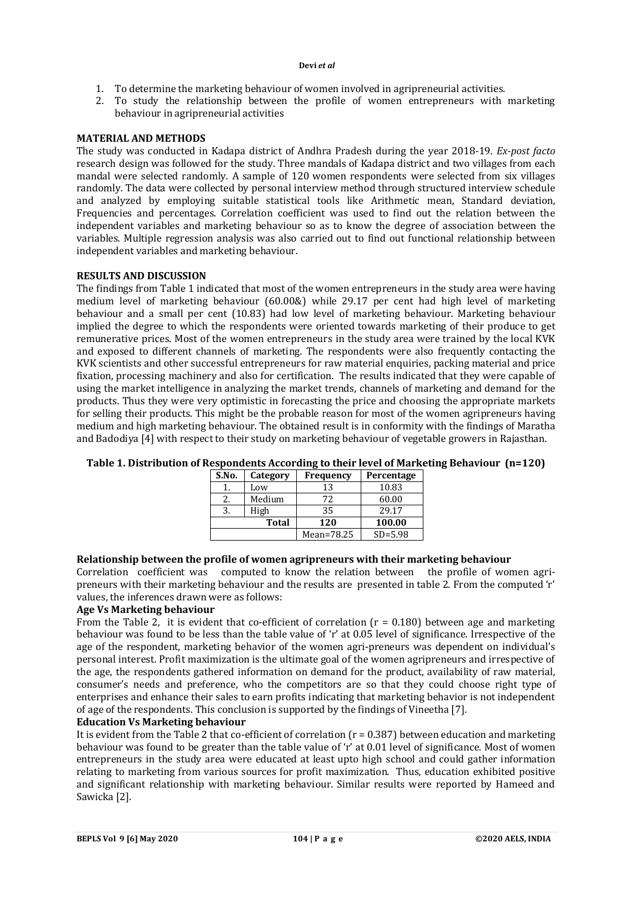1. To determine the marketing behaviour of women involved in agripreneurial activities.
2. To study the relationship between the profile of women entrepreneurs with marketing behaviour in agripreneurial activities

## MATERIAL AND METHODS

The study was conducted in Kadapa district of Andhra Pradesh during the year 2018-19. *Ex-post facto* research design was followed for the study. Three mandals of Kadapa district and two villages from each mandal were selected randomly. A sample of 120 women respondents were selected from six villages randomly. The data were collected by personal interview method through structured interview schedule and analyzed by employing suitable statistical tools like Arithmetic mean, Standard deviation, Frequencies and percentages. Correlation coefficient was used to find out the relation between the independent variables and marketing behaviour so as to know the degree of association between the variables. Multiple regression analysis was also carried out to find out functional relationship between independent variables and marketing behaviour.

## RESULTS AND DISCUSSION

The findings from Table 1 indicated that most of the women entrepreneurs in the study area were having medium level of marketing behaviour (60.00&) while 29.17 per cent had high level of marketing behaviour and a small per cent (10.83) had low level of marketing behaviour. Marketing behaviour implied the degree to which the respondents were oriented towards marketing of their produce to get remunerative prices. Most of the women entrepreneurs in the study area were trained by the local KVK and exposed to different channels of marketing. The respondents were also frequently contacting the KVK scientists and other successful entrepreneurs for raw material enquiries, packing material and price fixation, processing machinery and also for certification. The results indicated that they were capable of using the market intelligence in analyzing the market trends, channels of marketing and demand for the products. Thus they were very optimistic in forecasting the price and choosing the appropriate markets for selling their products. This might be the probable reason for most of the women agripreneurs having medium and high marketing behaviour. The obtained result is in conformity with the findings of Maratha and Badodiya [4] with respect to their study on marketing behaviour of vegetable growers in Rajasthan.

**Table 1. Distribution of Respondents According to their level of Marketing Behaviour (n=120)**

| S.No. | Category | Frequency | Percentage |
|---|---|---|---|
| 1. | Low | 13 | 10.83 |
| 2. | Medium | 72 | 60.00 |
| 3. | High | 35 | 29.17 |
| | **Total** | **120** | **100.00** |
| | | Mean=78.25 | SD=5.98 |

### Relationship between the profile of women agripreneurs with their marketing behaviour

Correlation coefficient was computed to know the relation between the profile of women agri-preneurs with their marketing behaviour and the results are presented in table 2. From the computed 'r' values, the inferences drawn were as follows:

#### Age Vs Marketing behaviour

From the Table 2, it is evident that co-efficient of correlation ($r = 0.180$) between age and marketing behaviour was found to be less than the table value of 'r' at 0.05 level of significance. Irrespective of the age of the respondent, marketing behavior of the women agri-preneurs was dependent on individual's personal interest. Profit maximization is the ultimate goal of the women agripreneurs and irrespective of the age, the respondents gathered information on demand for the product, availability of raw material, consumer's needs and preference, who the competitors are so that they could choose right type of enterprises and enhance their sales to earn profits indicating that marketing behavior is not independent of age of the respondents. This conclusion is supported by the findings of Vineetha [7].

#### Education Vs Marketing behaviour

It is evident from the Table 2 that co-efficient of correlation ($r = 0.387$) between education and marketing behaviour was found to be greater than the table value of 'r' at 0.01 level of significance. Most of women entrepreneurs in the study area were educated at least upto high school and could gather information relating to marketing from various sources for profit maximization. Thus, education exhibited positive and significant relationship with marketing behaviour. Similar results were reported by Hameed and Sawicka [2].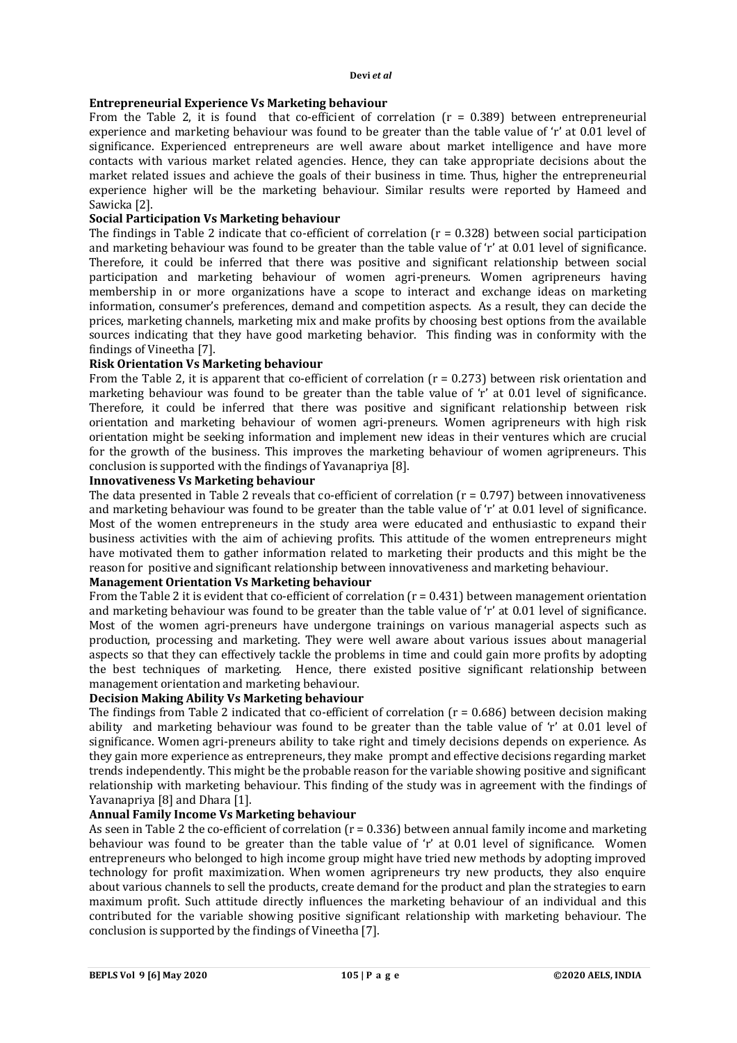**Entrepreneurial Experience Vs Marketing behaviour**

From the Table 2, it is found that co-efficient of correlation ($r = 0.389$) between entrepreneurial experience and marketing behaviour was found to be greater than the table value of 'r' at 0.01 level of significance. Experienced entrepreneurs are well aware about market intelligence and have more contacts with various market related agencies. Hence, they can take appropriate decisions about the market related issues and achieve the goals of their business in time. Thus, higher the entrepreneurial experience higher will be the marketing behaviour. Similar results were reported by Hameed and Sawicka [2].

**Social Participation Vs Marketing behaviour**

The findings in Table 2 indicate that co-efficient of correlation ($r = 0.328$) between social participation and marketing behaviour was found to be greater than the table value of 'r' at 0.01 level of significance. Therefore, it could be inferred that there was positive and significant relationship between social participation and marketing behaviour of women agri-preneurs. Women agripreneurs having membership in or more organizations have a scope to interact and exchange ideas on marketing information, consumer's preferences, demand and competition aspects. As a result, they can decide the prices, marketing channels, marketing mix and make profits by choosing best options from the available sources indicating that they have good marketing behavior. This finding was in conformity with the findings of Vineetha [7].

**Risk Orientation Vs Marketing behaviour**

From the Table 2, it is apparent that co-efficient of correlation ($r = 0.273$) between risk orientation and marketing behaviour was found to be greater than the table value of 'r' at 0.01 level of significance. Therefore, it could be inferred that there was positive and significant relationship between risk orientation and marketing behaviour of women agri-preneurs. Women agripreneurs with high risk orientation might be seeking information and implement new ideas in their ventures which are crucial for the growth of the business. This improves the marketing behaviour of women agripreneurs. This conclusion is supported with the findings of Yavanapriya [8].

**Innovativeness Vs Marketing behaviour**

The data presented in Table 2 reveals that co-efficient of correlation ($r = 0.797$) between innovativeness and marketing behaviour was found to be greater than the table value of 'r' at 0.01 level of significance. Most of the women entrepreneurs in the study area were educated and enthusiastic to expand their business activities with the aim of achieving profits. This attitude of the women entrepreneurs might have motivated them to gather information related to marketing their products and this might be the reason for positive and significant relationship between innovativeness and marketing behaviour.

**Management Orientation Vs Marketing behaviour**

From the Table 2 it is evident that co-efficient of correlation ($r = 0.431$) between management orientation and marketing behaviour was found to be greater than the table value of 'r' at 0.01 level of significance. Most of the women agri-preneurs have undergone trainings on various managerial aspects such as production, processing and marketing. They were well aware about various issues about managerial aspects so that they can effectively tackle the problems in time and could gain more profits by adopting the best techniques of marketing. Hence, there existed positive significant relationship between management orientation and marketing behaviour.

**Decision Making Ability Vs Marketing behaviour**

The findings from Table 2 indicated that co-efficient of correlation ($r = 0.686$) between decision making ability and marketing behaviour was found to be greater than the table value of 'r' at 0.01 level of significance. Women agri-preneurs ability to take right and timely decisions depends on experience. As they gain more experience as entrepreneurs, they make prompt and effective decisions regarding market trends independently. This might be the probable reason for the variable showing positive and significant relationship with marketing behaviour. This finding of the study was in agreement with the findings of Yavanapriya [8] and Dhara [1].

**Annual Family Income Vs Marketing behaviour**

As seen in Table 2 the co-efficient of correlation ($r = 0.336$) between annual family income and marketing behaviour was found to be greater than the table value of 'r' at 0.01 level of significance. Women entrepreneurs who belonged to high income group might have tried new methods by adopting improved technology for profit maximization. When women agripreneurs try new products, they also enquire about various channels to sell the products, create demand for the product and plan the strategies to earn maximum profit. Such attitude directly influences the marketing behaviour of an individual and this contributed for the variable showing positive significant relationship with marketing behaviour. The conclusion is supported by the findings of Vineetha [7].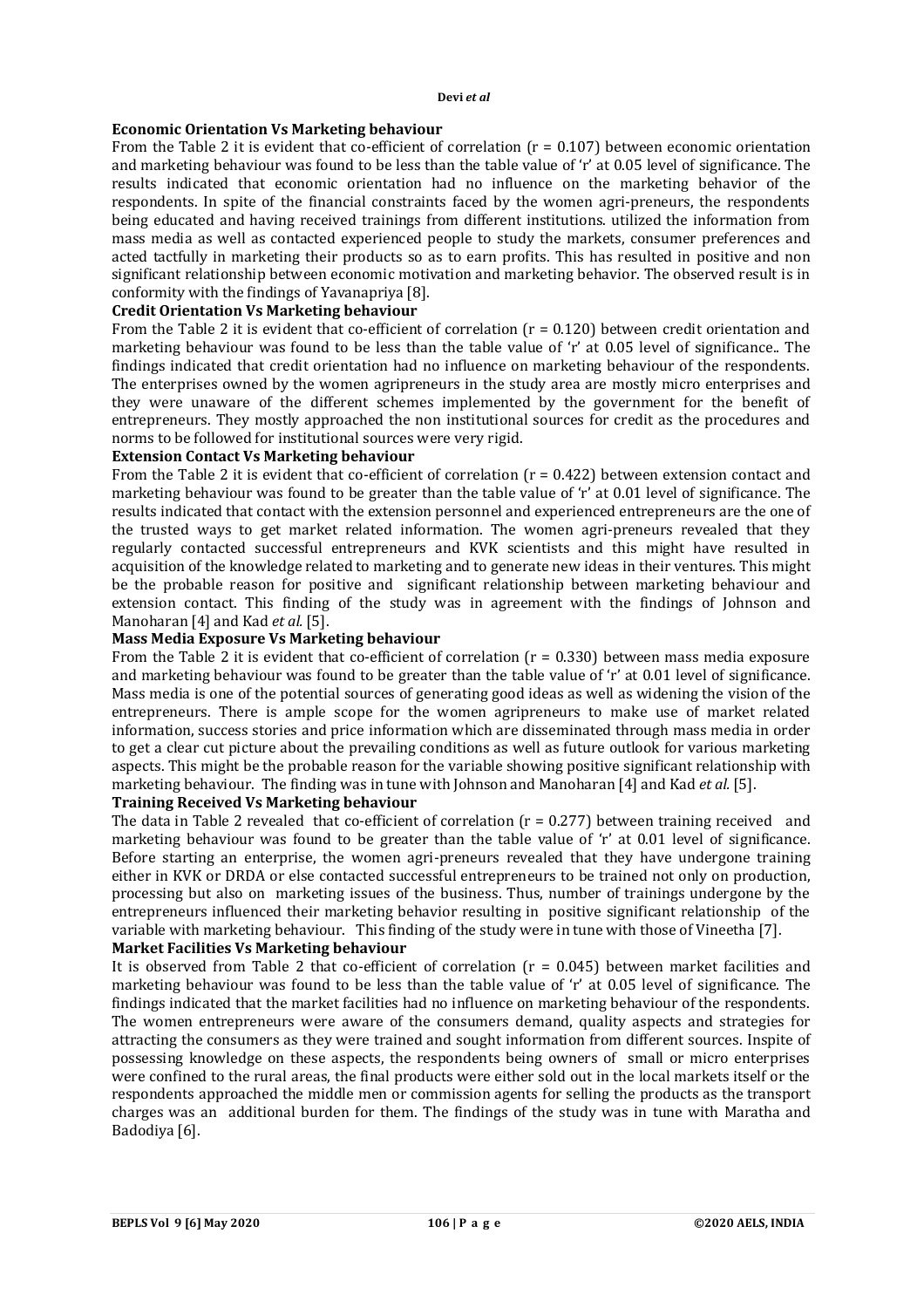**Economic Orientation Vs Marketing behaviour**

From the Table 2 it is evident that co-efficient of correlation (r = 0.107) between economic orientation and marketing behaviour was found to be less than the table value of 'r' at 0.05 level of significance. The results indicated that economic orientation had no influence on the marketing behavior of the respondents. In spite of the financial constraints faced by the women agri-preneurs, the respondents being educated and having received trainings from different institutions. utilized the information from mass media as well as contacted experienced people to study the markets, consumer preferences and acted tactfully in marketing their products so as to earn profits. This has resulted in positive and non significant relationship between economic motivation and marketing behavior. The observed result is in conformity with the findings of Yavanapriya [8].

**Credit Orientation Vs Marketing behaviour**

From the Table 2 it is evident that co-efficient of correlation (r = 0.120) between credit orientation and marketing behaviour was found to be less than the table value of 'r' at 0.05 level of significance.. The findings indicated that credit orientation had no influence on marketing behaviour of the respondents. The enterprises owned by the women agripreneurs in the study area are mostly micro enterprises and they were unaware of the different schemes implemented by the government for the benefit of entrepreneurs. They mostly approached the non institutional sources for credit as the procedures and norms to be followed for institutional sources were very rigid.

**Extension Contact Vs Marketing behaviour**

From the Table 2 it is evident that co-efficient of correlation (r = 0.422) between extension contact and marketing behaviour was found to be greater than the table value of 'r' at 0.01 level of significance. The results indicated that contact with the extension personnel and experienced entrepreneurs are the one of the trusted ways to get market related information. The women agri-preneurs revealed that they regularly contacted successful entrepreneurs and KVK scientists and this might have resulted in acquisition of the knowledge related to marketing and to generate new ideas in their ventures. This might be the probable reason for positive and significant relationship between marketing behaviour and extension contact. This finding of the study was in agreement with the findings of Johnson and Manoharan [4] and Kad *et al.* [5].

**Mass Media Exposure Vs Marketing behaviour**

From the Table 2 it is evident that co-efficient of correlation (r = 0.330) between mass media exposure and marketing behaviour was found to be greater than the table value of 'r' at 0.01 level of significance. Mass media is one of the potential sources of generating good ideas as well as widening the vision of the entrepreneurs. There is ample scope for the women agripreneurs to make use of market related information, success stories and price information which are disseminated through mass media in order to get a clear cut picture about the prevailing conditions as well as future outlook for various marketing aspects. This might be the probable reason for the variable showing positive significant relationship with marketing behaviour. The finding was in tune with Johnson and Manoharan [4] and Kad *et al.* [5].

**Training Received Vs Marketing behaviour**

The data in Table 2 revealed that co-efficient of correlation (r = 0.277) between training received and marketing behaviour was found to be greater than the table value of 'r' at 0.01 level of significance. Before starting an enterprise, the women agri-preneurs revealed that they have undergone training either in KVK or DRDA or else contacted successful entrepreneurs to be trained not only on production, processing but also on marketing issues of the business. Thus, number of trainings undergone by the entrepreneurs influenced their marketing behavior resulting in positive significant relationship of the variable with marketing behaviour. This finding of the study were in tune with those of Vineetha [7].

**Market Facilities Vs Marketing behaviour**

It is observed from Table 2 that co-efficient of correlation (r = 0.045) between market facilities and marketing behaviour was found to be less than the table value of 'r' at 0.05 level of significance. The findings indicated that the market facilities had no influence on marketing behaviour of the respondents. The women entrepreneurs were aware of the consumers demand, quality aspects and strategies for attracting the consumers as they were trained and sought information from different sources. Inspite of possessing knowledge on these aspects, the respondents being owners of small or micro enterprises were confined to the rural areas, the final products were either sold out in the local markets itself or the respondents approached the middle men or commission agents for selling the products as the transport charges was an additional burden for them. The findings of the study was in tune with Maratha and Badodiya [6].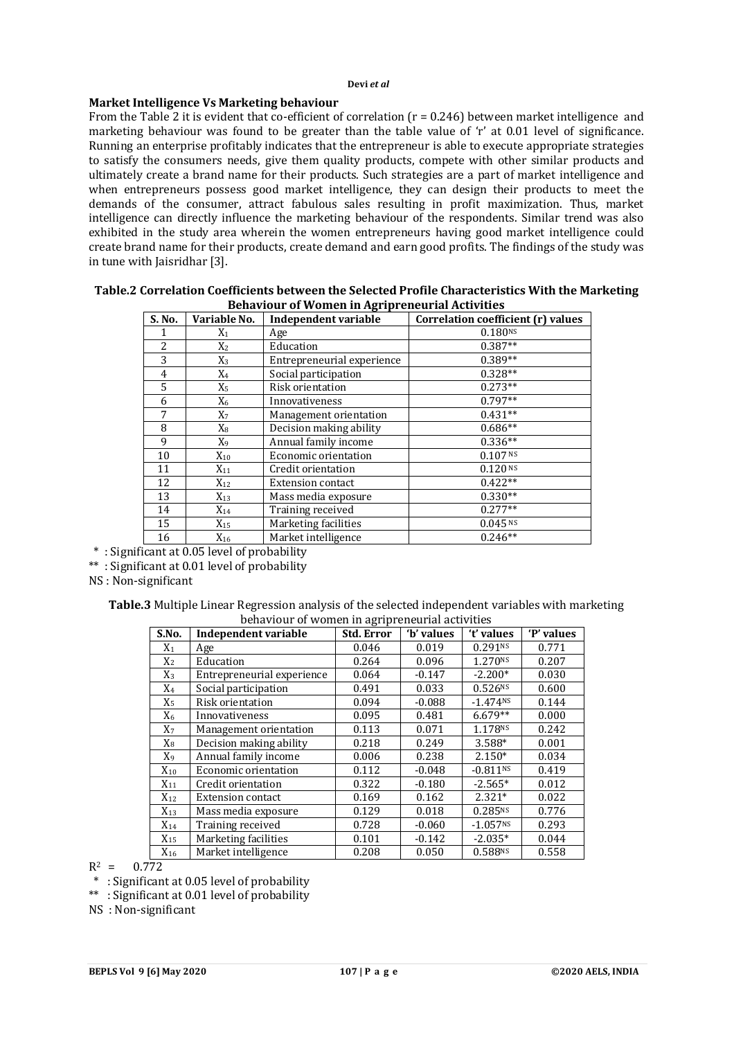### Market Intelligence Vs Marketing behaviour

From the Table 2 it is evident that co-efficient of correlation (r = 0.246) between market intelligence and marketing behaviour was found to be greater than the table value of 'r' at 0.01 level of significance. Running an enterprise profitably indicates that the entrepreneur is able to execute appropriate strategies to satisfy the consumers needs, give them quality products, compete with other similar products and ultimately create a brand name for their products. Such strategies are a part of market intelligence and when entrepreneurs possess good market intelligence, they can design their products to meet the demands of the consumer, attract fabulous sales resulting in profit maximization. Thus, market intelligence can directly influence the marketing behaviour of the respondents. Similar trend was also exhibited in the study area wherein the women entrepreneurs having good market intelligence could create brand name for their products, create demand and earn good profits. The findings of the study was in tune with Jaisridhar [3].

**Table.2 Correlation Coefficients between the Selected Profile Characteristics With the Marketing Behaviour of Women in Agripreneurial Activities**

| S. No. | Variable No. | Independent variable | Correlation coefficient (r) values |
|---|---|---|---|
| 1 | $X_1$ | Age | 0.180^NS |
| 2 | $X_2$ | Education | 0.387** |
| 3 | $X_3$ | Entrepreneurial experience | 0.389** |
| 4 | $X_4$ | Social participation | 0.328** |
| 5 | $X_5$ | Risk orientation | 0.273** |
| 6 | $X_6$ | Innovativeness | 0.797** |
| 7 | $X_7$ | Management orientation | 0.431** |
| 8 | $X_8$ | Decision making ability | 0.686** |
| 9 | $X_9$ | Annual family income | 0.336** |
| 10 | $X_{10}$ | Economic orientation | 0.107^NS |
| 11 | $X_{11}$ | Credit orientation | 0.120^NS |
| 12 | $X_{12}$ | Extension contact | 0.422** |
| 13 | $X_{13}$ | Mass media exposure | 0.330** |
| 14 | $X_{14}$ | Training received | 0.277** |
| 15 | $X_{15}$ | Marketing facilities | 0.045^NS |
| 16 | $X_{16}$ | Market intelligence | 0.246** |

\* : Significant at 0.05 level of probability

** : Significant at 0.01 level of probability

NS : Non-significant

**Table.3** Multiple Linear Regression analysis of the selected independent variables with marketing behaviour of women in agripreneurial activities

| S.No. | Independent variable | Std. Error | 'b' values | 't' values | 'P' values |
|---|---|---|---|---|---|
| $X_1$ | Age | 0.046 | 0.019 | 0.291^NS | 0.771 |
| $X_2$ | Education | 0.264 | 0.096 | 1.270^NS | 0.207 |
| $X_3$ | Entrepreneurial experience | 0.064 | -0.147 | -2.200* | 0.030 |
| $X_4$ | Social participation | 0.491 | 0.033 | 0.526^NS | 0.600 |
| $X_5$ | Risk orientation | 0.094 | -0.088 | -1.474^NS | 0.144 |
| $X_6$ | Innovativeness | 0.095 | 0.481 | 6.679** | 0.000 |
| $X_7$ | Management orientation | 0.113 | 0.071 | 1.178^NS | 0.242 |
| $X_8$ | Decision making ability | 0.218 | 0.249 | 3.588* | 0.001 |
| $X_9$ | Annual family income | 0.006 | 0.238 | 2.150* | 0.034 |
| $X_{10}$ | Economic orientation | 0.112 | -0.048 | -0.811^NS | 0.419 |
| $X_{11}$ | Credit orientation | 0.322 | -0.180 | -2.565* | 0.012 |
| $X_{12}$ | Extension contact | 0.169 | 0.162 | 2.321* | 0.022 |
| $X_{13}$ | Mass media exposure | 0.129 | 0.018 | 0.285^NS | 0.776 |
| $X_{14}$ | Training received | 0.728 | -0.060 | -1.057^NS | 0.293 |
| $X_{15}$ | Marketing facilities | 0.101 | -0.142 | -2.035* | 0.044 |
| $X_{16}$ | Market intelligence | 0.208 | 0.050 | 0.588^NS | 0.558 |

$R^2$ = 0.772

\* : Significant at 0.05 level of probability

** : Significant at 0.01 level of probability

NS : Non-significant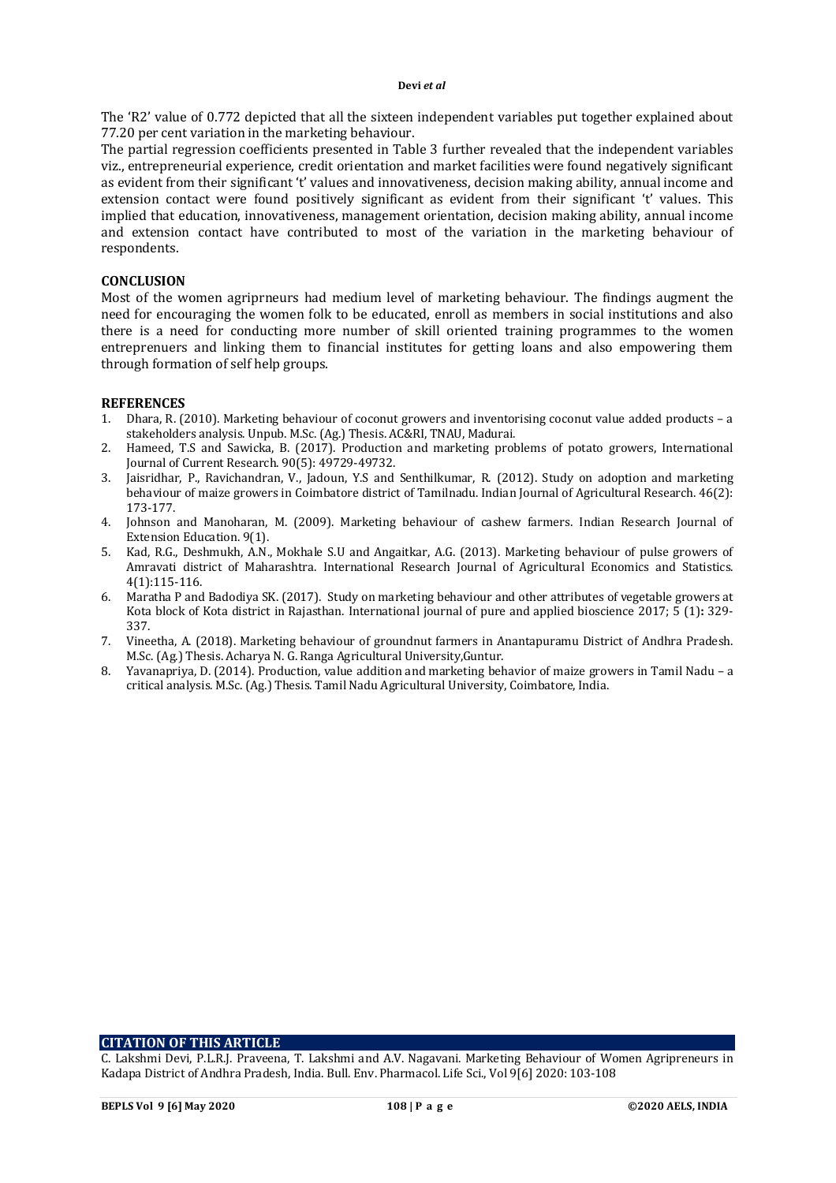The 'R2' value of 0.772 depicted that all the sixteen independent variables put together explained about 77.20 per cent variation in the marketing behaviour.

The partial regression coefficients presented in Table 3 further revealed that the independent variables viz., entrepreneurial experience, credit orientation and market facilities were found negatively significant as evident from their significant 't' values and innovativeness, decision making ability, annual income and extension contact were found positively significant as evident from their significant 't' values. This implied that education, innovativeness, management orientation, decision making ability, annual income and extension contact have contributed to most of the variation in the marketing behaviour of respondents.

## CONCLUSION

Most of the women agriprneurs had medium level of marketing behaviour. The findings augment the need for encouraging the women folk to be educated, enroll as members in social institutions and also there is a need for conducting more number of skill oriented training programmes to the women entreprenuers and linking them to financial institutes for getting loans and also empowering them through formation of self help groups.

## REFERENCES

1. Dhara, R. (2010). Marketing behaviour of coconut growers and inventorising coconut value added products – a stakeholders analysis. Unpub. M.Sc. (Ag.) Thesis. AC&RI, TNAU, Madurai.
2. Hameed, T.S and Sawicka, B. (2017). Production and marketing problems of potato growers, International Journal of Current Research. 90(5): 49729-49732.
3. Jaisridhar, P., Ravichandran, V., Jadoun, Y.S and Senthilkumar, R. (2012). Study on adoption and marketing behaviour of maize growers in Coimbatore district of Tamilnadu. Indian Journal of Agricultural Research. 46(2): 173-177.
4. Johnson and Manoharan, M. (2009). Marketing behaviour of cashew farmers. Indian Research Journal of Extension Education. 9(1).
5. Kad, R.G., Deshmukh, A.N., Mokhale S.U and Angaitkar, A.G. (2013). Marketing behaviour of pulse growers of Amravati district of Maharashtra. International Research Journal of Agricultural Economics and Statistics. 4(1):115-116.
6. Maratha P and Badodiya SK. (2017). Study on marketing behaviour and other attributes of vegetable growers at Kota block of Kota district in Rajasthan. International journal of pure and applied bioscience 2017; 5 (1)**:** 329-337.
7. Vineetha, A. (2018). Marketing behaviour of groundnut farmers in Anantapuramu District of Andhra Pradesh. M.Sc. (Ag.) Thesis. Acharya N. G. Ranga Agricultural University,Guntur.
8. Yavanapriya, D. (2014). Production, value addition and marketing behavior of maize growers in Tamil Nadu – a critical analysis. M.Sc. (Ag.) Thesis. Tamil Nadu Agricultural University, Coimbatore, India.

**CITATION OF THIS ARTICLE**

C. Lakshmi Devi, P.L.R.J. Praveena, T. Lakshmi and A.V. Nagavani. Marketing Behaviour of Women Agripreneurs in Kadapa District of Andhra Pradesh, India. Bull. Env. Pharmacol. Life Sci., Vol 9[6] 2020: 103-108